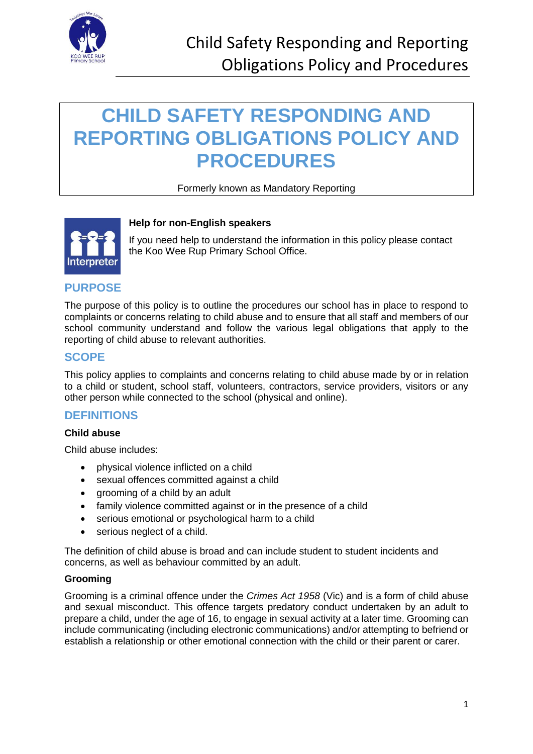# CHILD SAFETY RESPONDING AND REPORTING OBLIGATIONS POLICY AND PROCEDURES

Formerly known as Mandatory Reporting

**Help for non-English speakers**

If you need help to understand the information in this policy please contact the Koo Wee Rup Primary School Office.

## PURPOSE

The purpose of this policy is to outline the procedures our school has in place to respond to complaints or concerns relating to child abuse and to ensure that all staff and members of our school community understand and follow the various legal obligations that apply to the reporting of child abuse to relevant authorities.

## SCOPE

This policy applies to complaints and concerns relating to child abuse made by or in relation to a child or student, school staff, volunteers, contractors, service providers, visitors or any other person while connected to the school (physical and online).

## DEFINITIONS

### Child abuse

Child abuse includes:

- physical violence inflicted on a child
- sexual offences committed against a child
- grooming of a child by an adult
- family violence committed against or in the presence of a child
- serious emotional or psychological harm to a child
- serious neglect of a child.

The definition of child abuse is broad and can include student to student incidents and concerns, as well as behaviour committed by an adult.

### Grooming

Grooming is a criminal offence under the *Crimes Act 1958* (Vic) and is a form of child abuse and sexual misconduct. This offence targets predatory conduct undertaken by an adult to prepare a child, under the age of 16, to engage in sexual activity at a later time. Grooming can include communicating (including electronic communications) and/or attempting to befriend or establish a relationship or other emotional connection with the child or their parent or carer.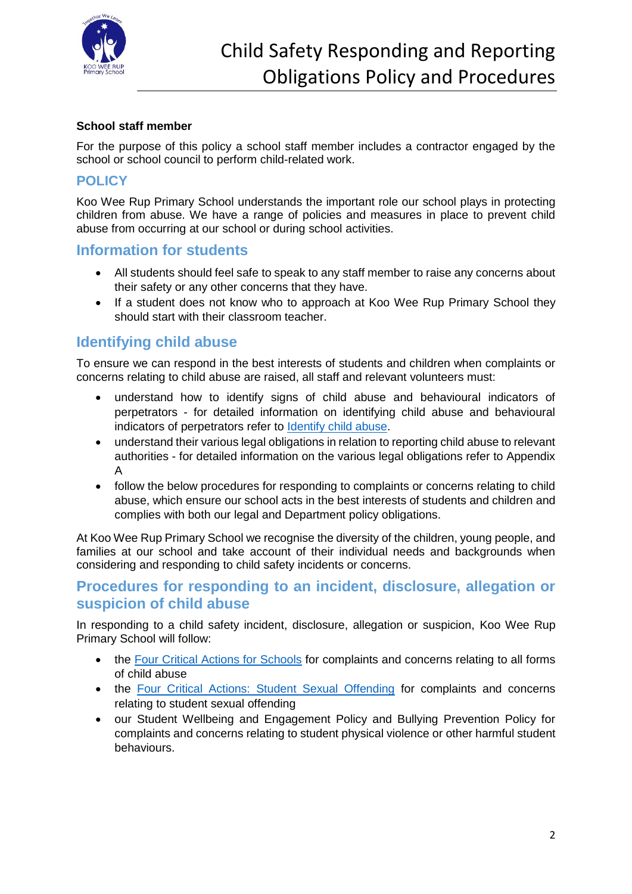**School staff member**

For the purpose of this policy a school staff member includes a contractor engaged by the school or school council to perform child-related work.

## POLICY

Koo Wee Rup Primary School understands the important role our school plays in protecting children from abuse. We have a range of policies and measures in place to prevent child abuse from occurring at our school or during school activities.

## Information for students

- All students should feel safe to speak to any staff member to raise any concerns about their safety or any other concerns that they have.
- If a student does not know who to approach at Koo Wee Rup Primary School they should start with their classroom teacher.

## Identifying child abuse

To ensure we can respond in the best interests of students and children when complaints or concerns relating to child abuse are raised, all staff and relevant volunteers must:

- understand how to identify signs of child abuse and behavioural indicators of perpetrators - for detailed information on identifying child abuse and behavioural indicators of perpetrators refer to Identify child abuse.
- understand their various legal obligations in relation to reporting child abuse to relevant authorities - for detailed information on the various legal obligations refer to Appendix A
- follow the below procedures for responding to complaints or concerns relating to child abuse, which ensure our school acts in the best interests of students and children and complies with both our legal and Department policy obligations.

At Koo Wee Rup Primary School we recognise the diversity of the children, young people, and families at our school and take account of their individual needs and backgrounds when considering and responding to child safety incidents or concerns.

## Procedures for responding to an incident, disclosure, allegation or suspicion of child abuse

In responding to a child safety incident, disclosure, allegation or suspicion, Koo Wee Rup Primary School will follow:

- the Four Critical Actions for Schools for complaints and concerns relating to all forms of child abuse
- the Four Critical Actions: Student Sexual Offending for complaints and concerns relating to student sexual offending
- our Student Wellbeing and Engagement Policy and Bullying Prevention Policy for complaints and concerns relating to student physical violence or other harmful student behaviours.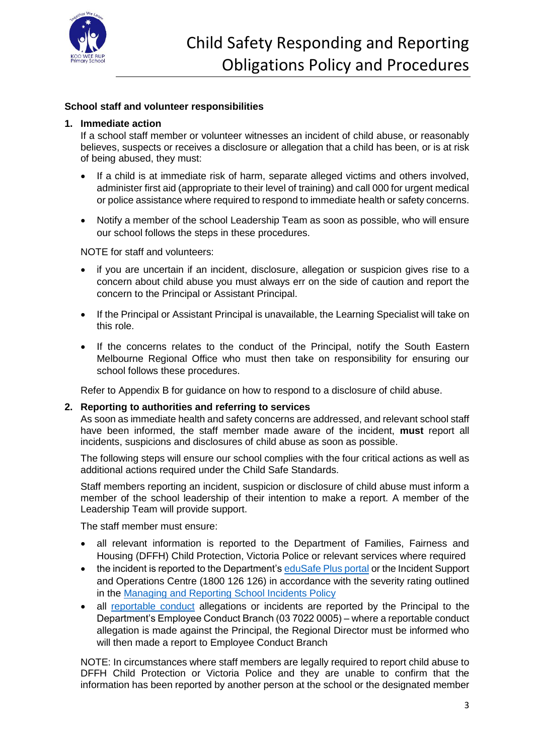**School staff and volunteer responsibilities**

1. **Immediate action**

   If a school staff member or volunteer witnesses an incident of child abuse, or reasonably believes, suspects or receives a disclosure or allegation that a child has been, or is at risk of being abused, they must:

   - If a child is at immediate risk of harm, separate alleged victims and others involved, administer first aid (appropriate to their level of training) and call 000 for urgent medical or police assistance where required to respond to immediate health or safety concerns.
   - Notify a member of the school Leadership Team as soon as possible, who will ensure our school follows the steps in these procedures.

   NOTE for staff and volunteers:

   - if you are uncertain if an incident, disclosure, allegation or suspicion gives rise to a concern about child abuse you must always err on the side of caution and report the concern to the Principal or Assistant Principal.
   - If the Principal or Assistant Principal is unavailable, the Learning Specialist will take on this role.
   - If the concerns relates to the conduct of the Principal, notify the South Eastern Melbourne Regional Office who must then take on responsibility for ensuring our school follows these procedures.

   Refer to Appendix B for guidance on how to respond to a disclosure of child abuse.

2. **Reporting to authorities and referring to services**

   As soon as immediate health and safety concerns are addressed, and relevant school staff have been informed, the staff member made aware of the incident, **must** report all incidents, suspicions and disclosures of child abuse as soon as possible.

   The following steps will ensure our school complies with the four critical actions as well as additional actions required under the Child Safe Standards.

   Staff members reporting an incident, suspicion or disclosure of child abuse must inform a member of the school leadership of their intention to make a report. A member of the Leadership Team will provide support.

   The staff member must ensure:

   - all relevant information is reported to the Department of Families, Fairness and Housing (DFFH) Child Protection, Victoria Police or relevant services where required
   - the incident is reported to the Department's eduSafe Plus portal or the Incident Support and Operations Centre (1800 126 126) in accordance with the severity rating outlined in the Managing and Reporting School Incidents Policy
   - all reportable conduct allegations or incidents are reported by the Principal to the Department's Employee Conduct Branch (03 7022 0005) – where a reportable conduct allegation is made against the Principal, the Regional Director must be informed who will then made a report to Employee Conduct Branch

   NOTE: In circumstances where staff members are legally required to report child abuse to DFFH Child Protection or Victoria Police and they are unable to confirm that the information has been reported by another person at the school or the designated member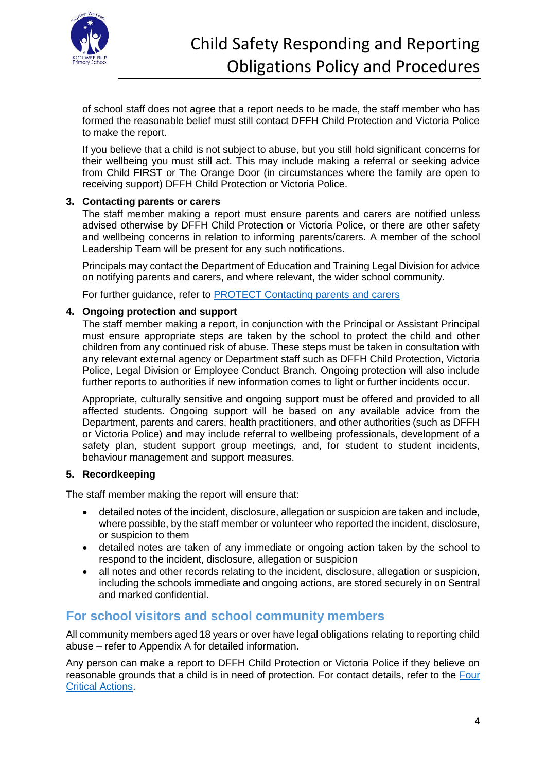of school staff does not agree that a report needs to be made, the staff member who has formed the reasonable belief must still contact DFFH Child Protection and Victoria Police to make the report.

If you believe that a child is not subject to abuse, but you still hold significant concerns for their wellbeing you must still act. This may include making a referral or seeking advice from Child FIRST or The Orange Door (in circumstances where the family are open to receiving support) DFFH Child Protection or Victoria Police.

3. **Contacting parents or carers**

The staff member making a report must ensure parents and carers are notified unless advised otherwise by DFFH Child Protection or Victoria Police, or there are other safety and wellbeing concerns in relation to informing parents/carers. A member of the school Leadership Team will be present for any such notifications.

Principals may contact the Department of Education and Training Legal Division for advice on notifying parents and carers, and where relevant, the wider school community.

For further guidance, refer to [PROTECT Contacting parents and carers]()

4. **Ongoing protection and support**

The staff member making a report, in conjunction with the Principal or Assistant Principal must ensure appropriate steps are taken by the school to protect the child and other children from any continued risk of abuse. These steps must be taken in consultation with any relevant external agency or Department staff such as DFFH Child Protection, Victoria Police, Legal Division or Employee Conduct Branch. Ongoing protection will also include further reports to authorities if new information comes to light or further incidents occur.

Appropriate, culturally sensitive and ongoing support must be offered and provided to all affected students. Ongoing support will be based on any available advice from the Department, parents and carers, health practitioners, and other authorities (such as DFFH or Victoria Police) and may include referral to wellbeing professionals, development of a safety plan, student support group meetings, and, for student to student incidents, behaviour management and support measures.

5. **Recordkeeping**

The staff member making the report will ensure that:

- detailed notes of the incident, disclosure, allegation or suspicion are taken and include, where possible, by the staff member or volunteer who reported the incident, disclosure, or suspicion to them
- detailed notes are taken of any immediate or ongoing action taken by the school to respond to the incident, disclosure, allegation or suspicion
- all notes and other records relating to the incident, disclosure, allegation or suspicion, including the schools immediate and ongoing actions, are stored securely in on Sentral and marked confidential.

## For school visitors and school community members

All community members aged 18 years or over have legal obligations relating to reporting child abuse – refer to Appendix A for detailed information.

Any person can make a report to DFFH Child Protection or Victoria Police if they believe on reasonable grounds that a child is in need of protection. For contact details, refer to the [Four Critical Actions]().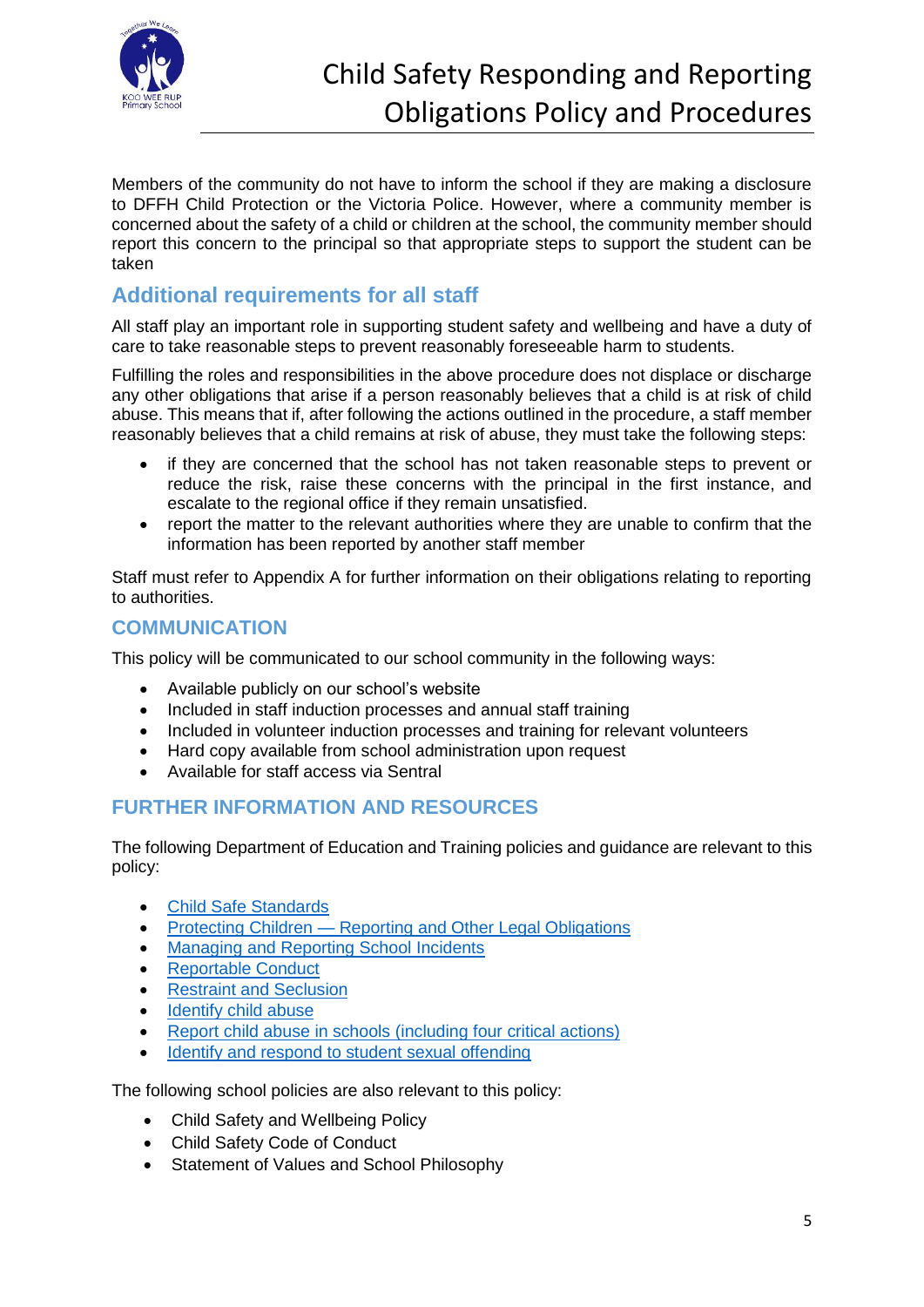Members of the community do not have to inform the school if they are making a disclosure to DFFH Child Protection or the Victoria Police. However, where a community member is concerned about the safety of a child or children at the school, the community member should report this concern to the principal so that appropriate steps to support the student can be taken

## Additional requirements for all staff

All staff play an important role in supporting student safety and wellbeing and have a duty of care to take reasonable steps to prevent reasonably foreseeable harm to students.

Fulfilling the roles and responsibilities in the above procedure does not displace or discharge any other obligations that arise if a person reasonably believes that a child is at risk of child abuse. This means that if, after following the actions outlined in the procedure, a staff member reasonably believes that a child remains at risk of abuse, they must take the following steps:

- if they are concerned that the school has not taken reasonable steps to prevent or reduce the risk, raise these concerns with the principal in the first instance, and escalate to the regional office if they remain unsatisfied.
- report the matter to the relevant authorities where they are unable to confirm that the information has been reported by another staff member

Staff must refer to Appendix A for further information on their obligations relating to reporting to authorities.

## COMMUNICATION

This policy will be communicated to our school community in the following ways:

- Available publicly on our school's website
- Included in staff induction processes and annual staff training
- Included in volunteer induction processes and training for relevant volunteers
- Hard copy available from school administration upon request
- Available for staff access via Sentral

## FURTHER INFORMATION AND RESOURCES

The following Department of Education and Training policies and guidance are relevant to this policy:

- Child Safe Standards
- Protecting Children — Reporting and Other Legal Obligations
- Managing and Reporting School Incidents
- Reportable Conduct
- Restraint and Seclusion
- Identify child abuse
- Report child abuse in schools (including four critical actions)
- Identify and respond to student sexual offending

The following school policies are also relevant to this policy:

- Child Safety and Wellbeing Policy
- Child Safety Code of Conduct
- Statement of Values and School Philosophy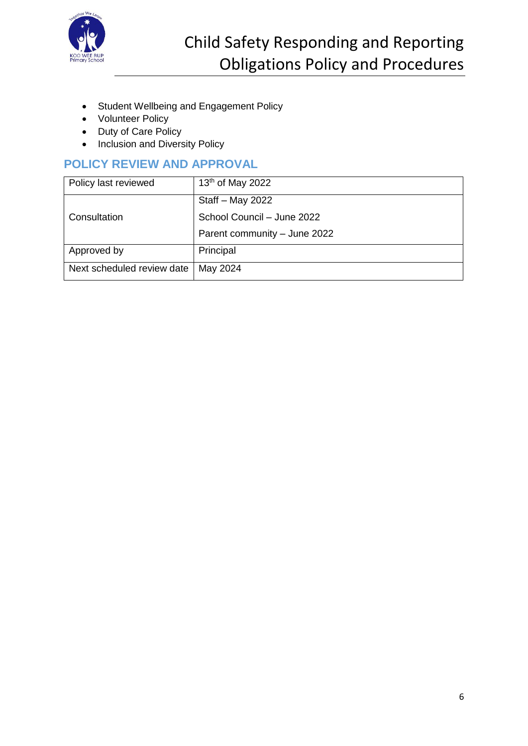- Student Wellbeing and Engagement Policy
- Volunteer Policy
- Duty of Care Policy
- Inclusion and Diversity Policy

## POLICY REVIEW AND APPROVAL

| | |
|---|---|
| Policy last reviewed | 13th of May 2022 |
| Consultation | Staff – May 2022<br>School Council – June 2022<br>Parent community – June 2022 |
| Approved by | Principal |
| Next scheduled review date | May 2024 |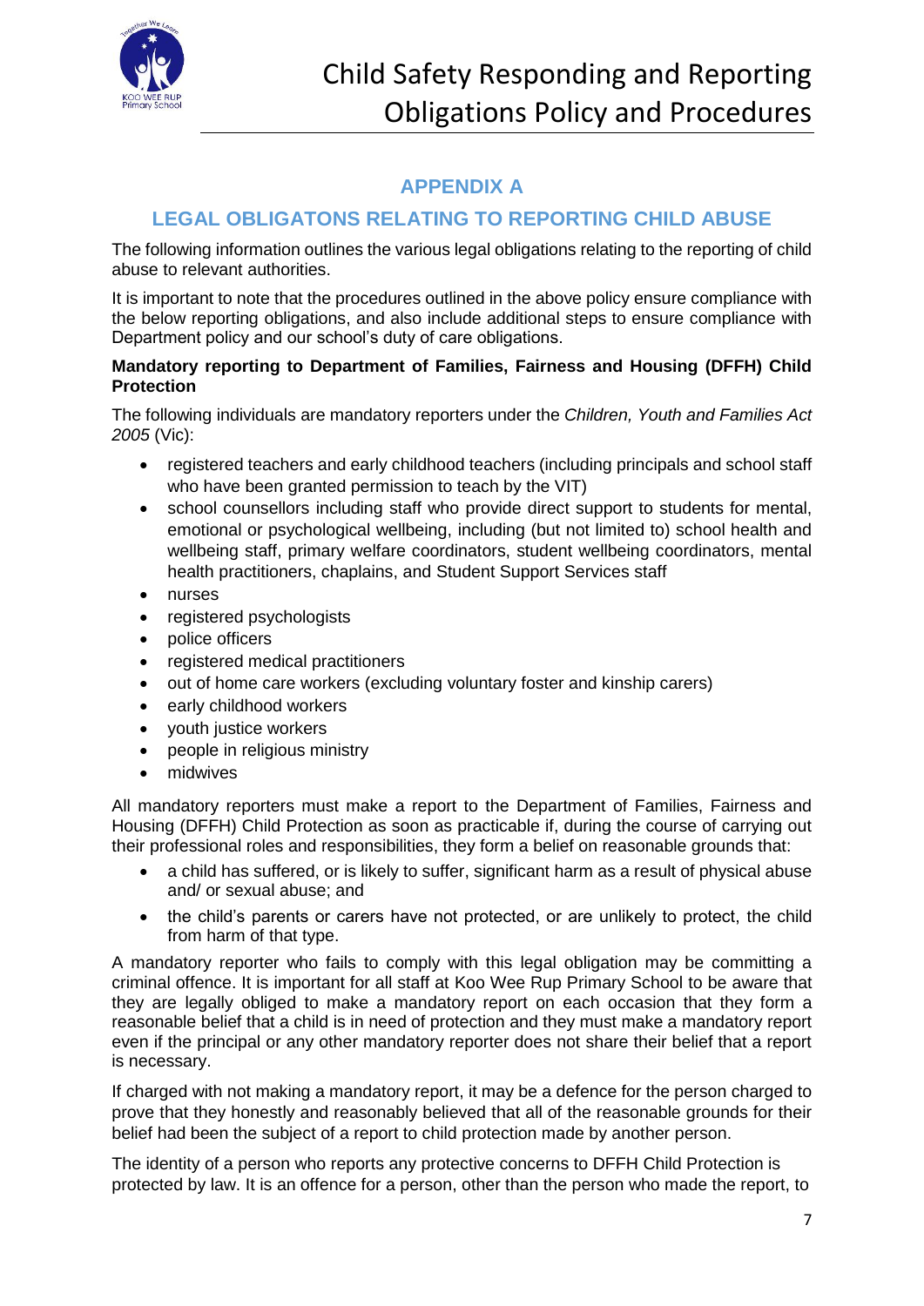## APPENDIX A

## LEGAL OBLIGATONS RELATING TO REPORTING CHILD ABUSE

The following information outlines the various legal obligations relating to the reporting of child abuse to relevant authorities.

It is important to note that the procedures outlined in the above policy ensure compliance with the below reporting obligations, and also include additional steps to ensure compliance with Department policy and our school's duty of care obligations.

**Mandatory reporting to Department of Families, Fairness and Housing (DFFH) Child Protection**

The following individuals are mandatory reporters under the *Children, Youth and Families Act 2005* (Vic):

- registered teachers and early childhood teachers (including principals and school staff who have been granted permission to teach by the VIT)
- school counsellors including staff who provide direct support to students for mental, emotional or psychological wellbeing, including (but not limited to) school health and wellbeing staff, primary welfare coordinators, student wellbeing coordinators, mental health practitioners, chaplains, and Student Support Services staff
- nurses
- registered psychologists
- police officers
- registered medical practitioners
- out of home care workers (excluding voluntary foster and kinship carers)
- early childhood workers
- youth justice workers
- people in religious ministry
- midwives

All mandatory reporters must make a report to the Department of Families, Fairness and Housing (DFFH) Child Protection as soon as practicable if, during the course of carrying out their professional roles and responsibilities, they form a belief on reasonable grounds that:

- a child has suffered, or is likely to suffer, significant harm as a result of physical abuse and/ or sexual abuse; and
- the child's parents or carers have not protected, or are unlikely to protect, the child from harm of that type.

A mandatory reporter who fails to comply with this legal obligation may be committing a criminal offence. It is important for all staff at Koo Wee Rup Primary School to be aware that they are legally obliged to make a mandatory report on each occasion that they form a reasonable belief that a child is in need of protection and they must make a mandatory report even if the principal or any other mandatory reporter does not share their belief that a report is necessary.

If charged with not making a mandatory report, it may be a defence for the person charged to prove that they honestly and reasonably believed that all of the reasonable grounds for their belief had been the subject of a report to child protection made by another person.

The identity of a person who reports any protective concerns to DFFH Child Protection is protected by law. It is an offence for a person, other than the person who made the report, to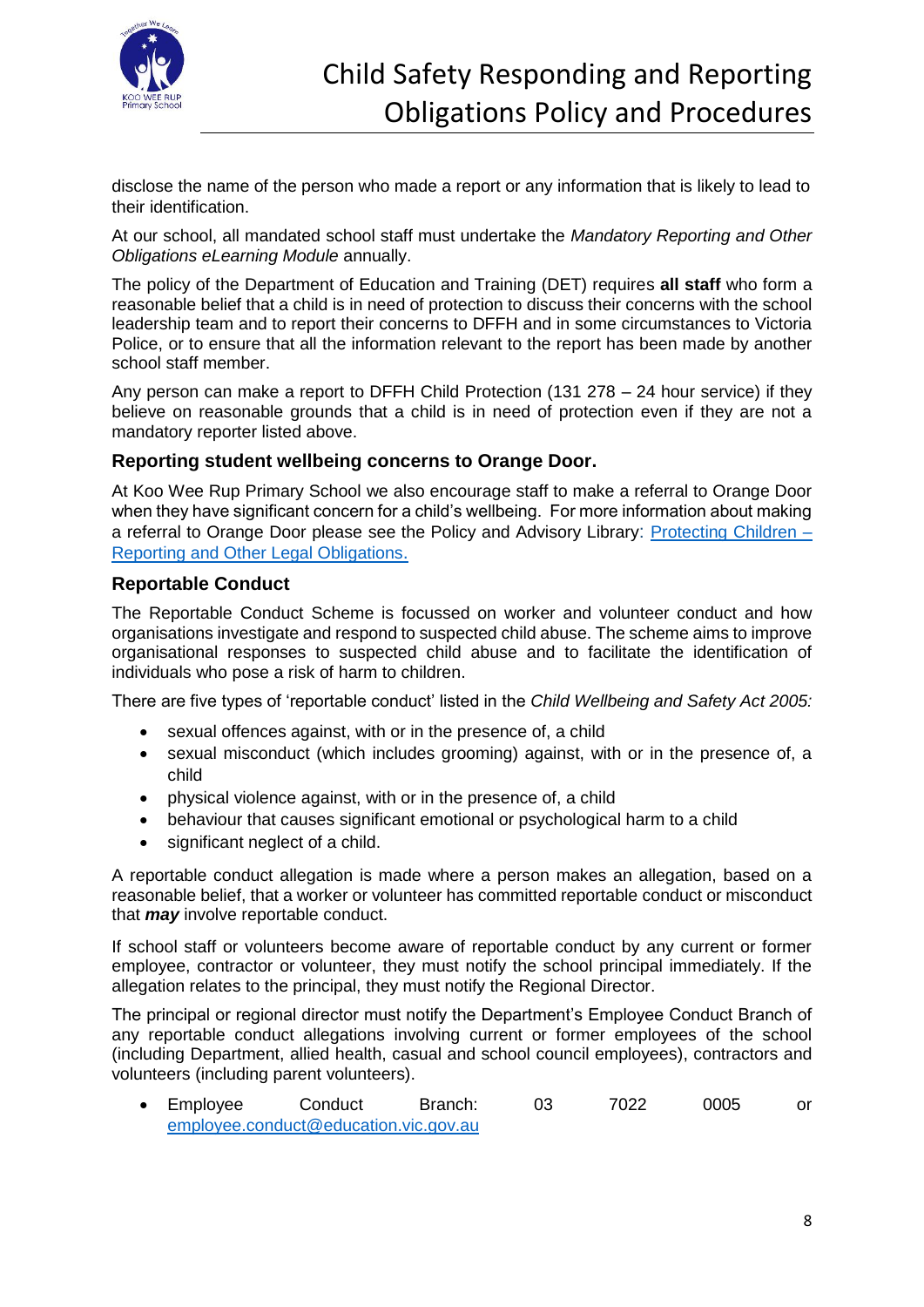disclose the name of the person who made a report or any information that is likely to lead to their identification.

At our school, all mandated school staff must undertake the *Mandatory Reporting and Other Obligations eLearning Module* annually.

The policy of the Department of Education and Training (DET) requires **all staff** who form a reasonable belief that a child is in need of protection to discuss their concerns with the school leadership team and to report their concerns to DFFH and in some circumstances to Victoria Police, or to ensure that all the information relevant to the report has been made by another school staff member.

Any person can make a report to DFFH Child Protection (131 278 – 24 hour service) if they believe on reasonable grounds that a child is in need of protection even if they are not a mandatory reporter listed above.

### Reporting student wellbeing concerns to Orange Door.

At Koo Wee Rup Primary School we also encourage staff to make a referral to Orange Door when they have significant concern for a child's wellbeing. For more information about making a referral to Orange Door please see the Policy and Advisory Library: [Protecting Children – Reporting and Other Legal Obligations.]()

### Reportable Conduct

The Reportable Conduct Scheme is focussed on worker and volunteer conduct and how organisations investigate and respond to suspected child abuse. The scheme aims to improve organisational responses to suspected child abuse and to facilitate the identification of individuals who pose a risk of harm to children.

There are five types of 'reportable conduct' listed in the *Child Wellbeing and Safety Act 2005:*

- sexual offences against, with or in the presence of, a child
- sexual misconduct (which includes grooming) against, with or in the presence of, a child
- physical violence against, with or in the presence of, a child
- behaviour that causes significant emotional or psychological harm to a child
- significant neglect of a child.

A reportable conduct allegation is made where a person makes an allegation, based on a reasonable belief, that a worker or volunteer has committed reportable conduct or misconduct that ***may*** involve reportable conduct.

If school staff or volunteers become aware of reportable conduct by any current or former employee, contractor or volunteer, they must notify the school principal immediately. If the allegation relates to the principal, they must notify the Regional Director.

The principal or regional director must notify the Department's Employee Conduct Branch of any reportable conduct allegations involving current or former employees of the school (including Department, allied health, casual and school council employees), contractors and volunteers (including parent volunteers).

- Employee Conduct Branch: 03 7022 0005 or [employee.conduct@education.vic.gov.au](mailto:employee.conduct@education.vic.gov.au)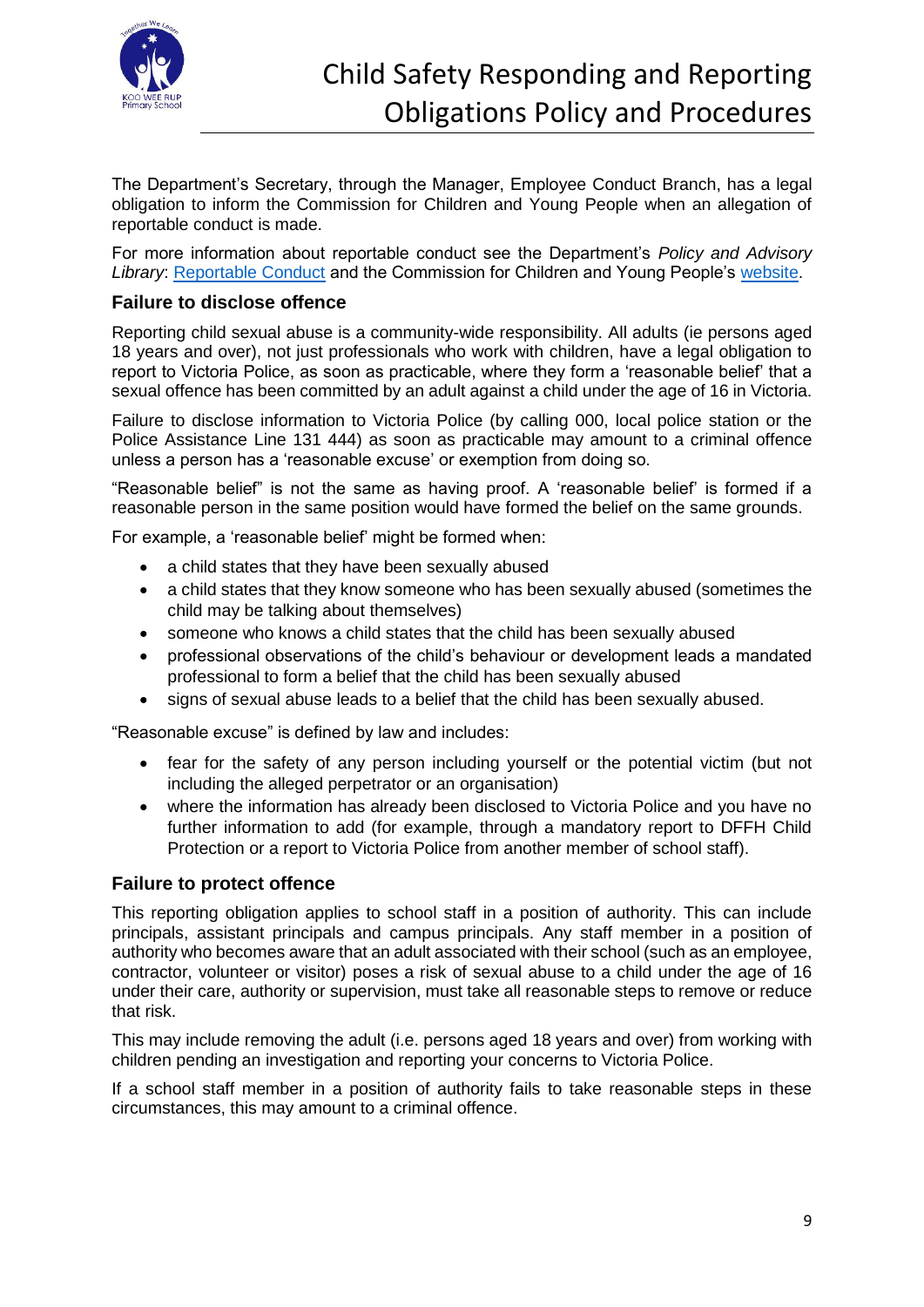The Department's Secretary, through the Manager, Employee Conduct Branch, has a legal obligation to inform the Commission for Children and Young People when an allegation of reportable conduct is made.

For more information about reportable conduct see the Department's *Policy and Advisory Library*: Reportable Conduct and the Commission for Children and Young People's website.

### Failure to disclose offence

Reporting child sexual abuse is a community-wide responsibility. All adults (ie persons aged 18 years and over), not just professionals who work with children, have a legal obligation to report to Victoria Police, as soon as practicable, where they form a 'reasonable belief' that a sexual offence has been committed by an adult against a child under the age of 16 in Victoria.

Failure to disclose information to Victoria Police (by calling 000, local police station or the Police Assistance Line 131 444) as soon as practicable may amount to a criminal offence unless a person has a 'reasonable excuse' or exemption from doing so.

"Reasonable belief" is not the same as having proof. A 'reasonable belief' is formed if a reasonable person in the same position would have formed the belief on the same grounds.

For example, a 'reasonable belief' might be formed when:

- a child states that they have been sexually abused
- a child states that they know someone who has been sexually abused (sometimes the child may be talking about themselves)
- someone who knows a child states that the child has been sexually abused
- professional observations of the child's behaviour or development leads a mandated professional to form a belief that the child has been sexually abused
- signs of sexual abuse leads to a belief that the child has been sexually abused.

"Reasonable excuse" is defined by law and includes:

- fear for the safety of any person including yourself or the potential victim (but not including the alleged perpetrator or an organisation)
- where the information has already been disclosed to Victoria Police and you have no further information to add (for example, through a mandatory report to DFFH Child Protection or a report to Victoria Police from another member of school staff).

### Failure to protect offence

This reporting obligation applies to school staff in a position of authority. This can include principals, assistant principals and campus principals. Any staff member in a position of authority who becomes aware that an adult associated with their school (such as an employee, contractor, volunteer or visitor) poses a risk of sexual abuse to a child under the age of 16 under their care, authority or supervision, must take all reasonable steps to remove or reduce that risk.

This may include removing the adult (i.e. persons aged 18 years and over) from working with children pending an investigation and reporting your concerns to Victoria Police.

If a school staff member in a position of authority fails to take reasonable steps in these circumstances, this may amount to a criminal offence.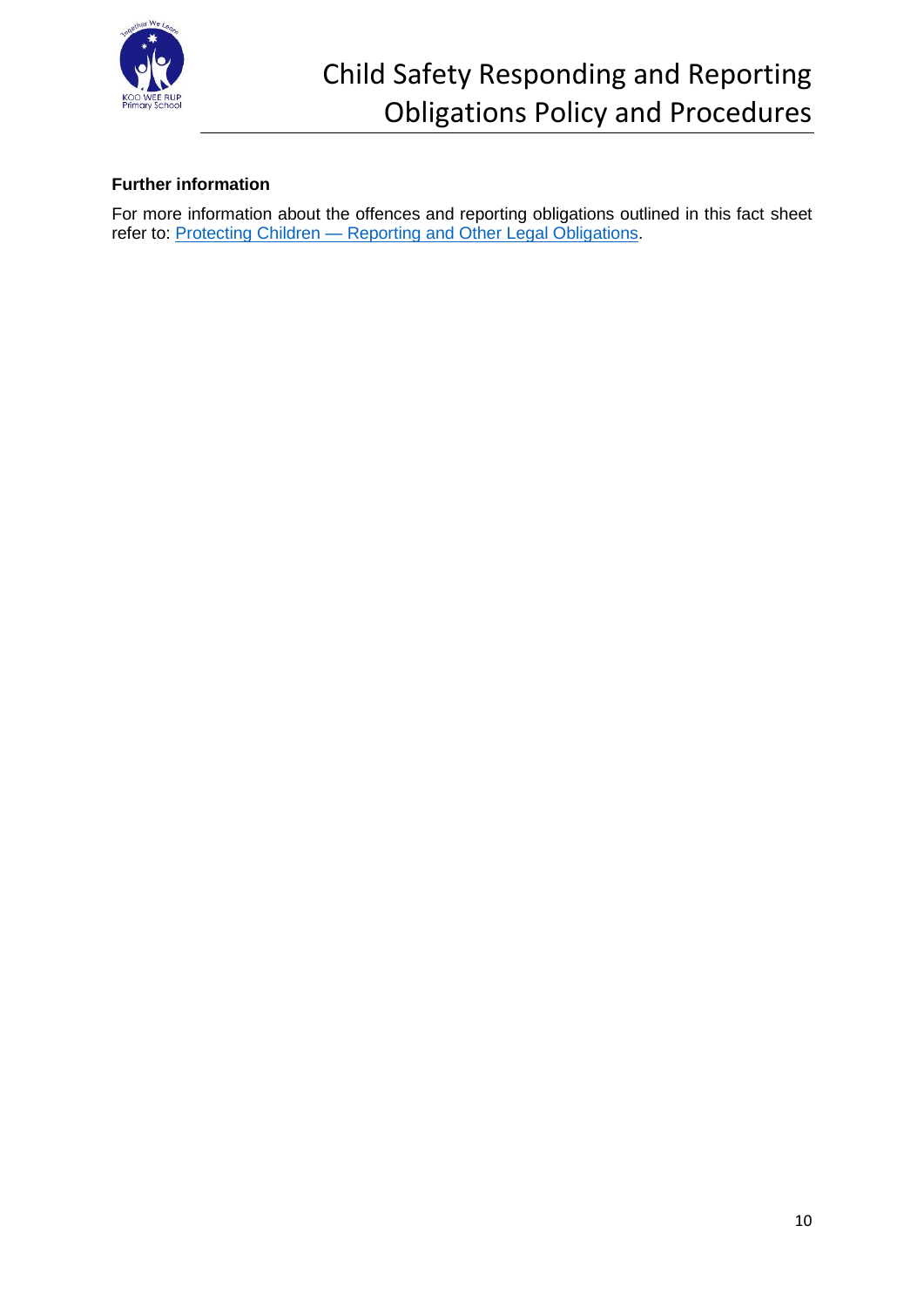**Further information**

For more information about the offences and reporting obligations outlined in this fact sheet refer to: Protecting Children — Reporting and Other Legal Obligations.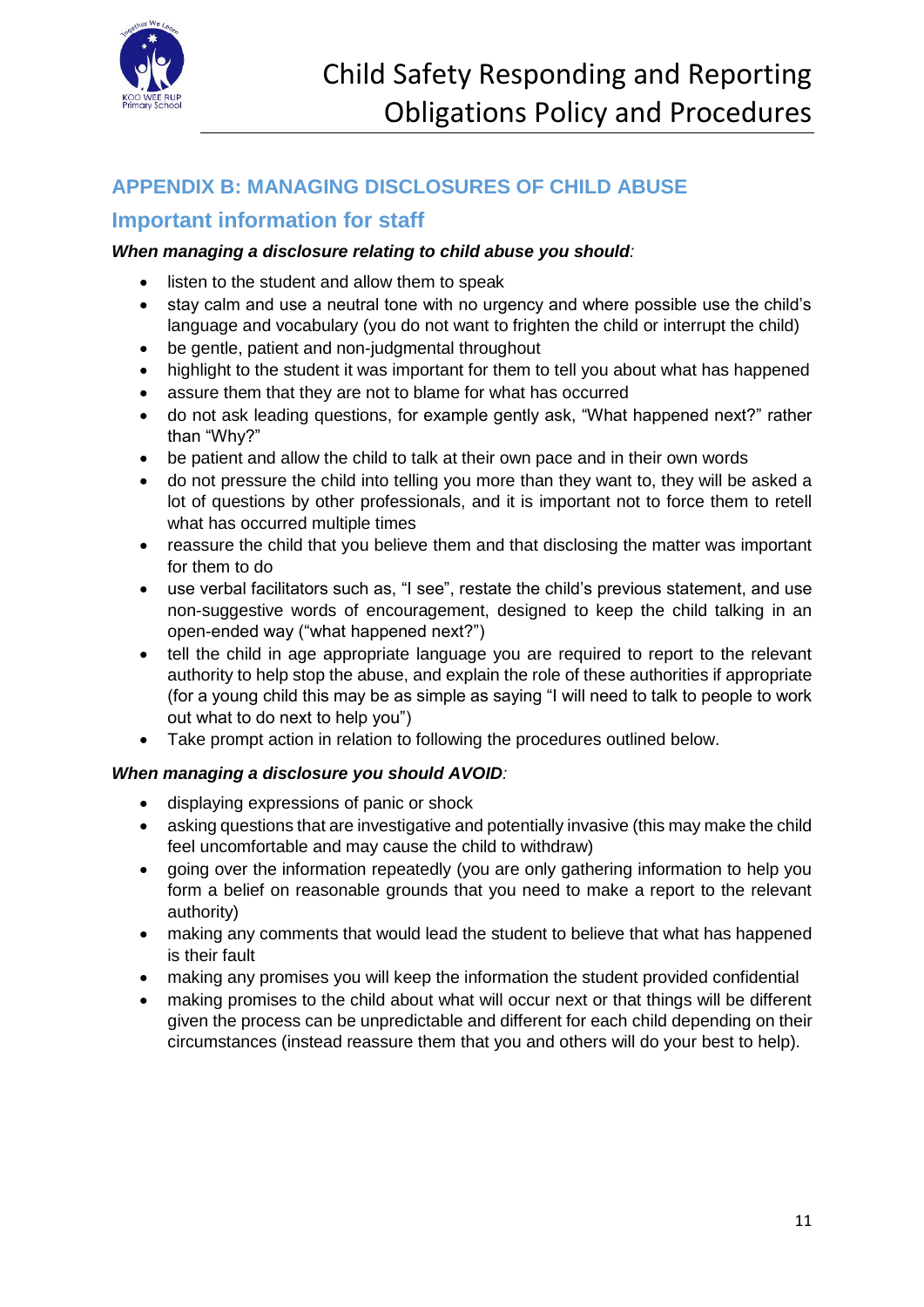## APPENDIX B: MANAGING DISCLOSURES OF CHILD ABUSE

## Important information for staff

***When managing a disclosure relating to child abuse you should:***

- listen to the student and allow them to speak
- stay calm and use a neutral tone with no urgency and where possible use the child's language and vocabulary (you do not want to frighten the child or interrupt the child)
- be gentle, patient and non-judgmental throughout
- highlight to the student it was important for them to tell you about what has happened
- assure them that they are not to blame for what has occurred
- do not ask leading questions, for example gently ask, "What happened next?" rather than "Why?"
- be patient and allow the child to talk at their own pace and in their own words
- do not pressure the child into telling you more than they want to, they will be asked a lot of questions by other professionals, and it is important not to force them to retell what has occurred multiple times
- reassure the child that you believe them and that disclosing the matter was important for them to do
- use verbal facilitators such as, "I see", restate the child's previous statement, and use non-suggestive words of encouragement, designed to keep the child talking in an open-ended way ("what happened next?")
- tell the child in age appropriate language you are required to report to the relevant authority to help stop the abuse, and explain the role of these authorities if appropriate (for a young child this may be as simple as saying "I will need to talk to people to work out what to do next to help you")
- Take prompt action in relation to following the procedures outlined below.

***When managing a disclosure you should AVOID:***

- displaying expressions of panic or shock
- asking questions that are investigative and potentially invasive (this may make the child feel uncomfortable and may cause the child to withdraw)
- going over the information repeatedly (you are only gathering information to help you form a belief on reasonable grounds that you need to make a report to the relevant authority)
- making any comments that would lead the student to believe that what has happened is their fault
- making any promises you will keep the information the student provided confidential
- making promises to the child about what will occur next or that things will be different given the process can be unpredictable and different for each child depending on their circumstances (instead reassure them that you and others will do your best to help).